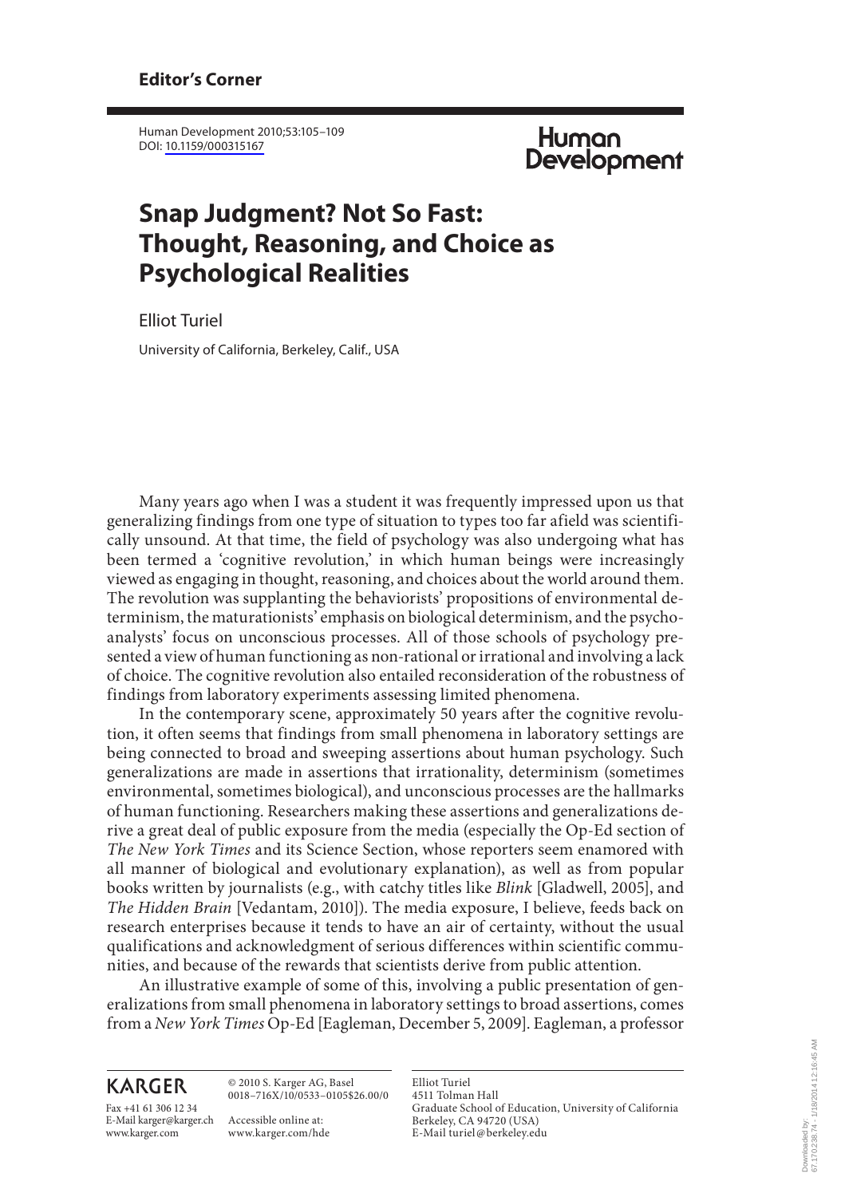**Editor's Corner**

# Snap Judgment? Not So Fast: Thought, Reasoning, and Choice as Psychological Realities

Elliot Turiel

University of California, Berkeley, Calif., USA

Many years ago when I was a student it was frequently impressed upon us that generalizing findings from one type of situation to types too far afield was scientifically unsound. At that time, the field of psychology was also undergoing what has been termed a 'cognitive revolution,' in which human beings were increasingly viewed as engaging in thought, reasoning, and choices about the world around them. The revolution was supplanting the behaviorists' propositions of environmental determinism, the maturationists' emphasis on biological determinism, and the psychoanalysts' focus on unconscious processes. All of those schools of psychology presented a view of human functioning as non-rational or irrational and involving a lack of choice. The cognitive revolution also entailed reconsideration of the robustness of findings from laboratory experiments assessing limited phenomena.

In the contemporary scene, approximately 50 years after the cognitive revolution, it often seems that findings from small phenomena in laboratory settings are being connected to broad and sweeping assertions about human psychology. Such generalizations are made in assertions that irrationality, determinism (sometimes environmental, sometimes biological), and unconscious processes are the hallmarks of human functioning. Researchers making these assertions and generalizations derive a great deal of public exposure from the media (especially the Op-Ed section of *The New York Times* and its Science Section, whose reporters seem enamored with all manner of biological and evolutionary explanation), as well as from popular books written by journalists (e.g., with catchy titles like *Blink* [Gladwell, 2005], and *The Hidden Brain* [Vedantam, 2010]). The media exposure, I believe, feeds back on research enterprises because it tends to have an air of certainty, without the usual qualifications and acknowledgment of serious differences within scientific communities, and because of the rewards that scientists derive from public attention.

An illustrative example of some of this, involving a public presentation of generalizations from small phenomena in laboratory settings to broad assertions, comes from a *New York Times* Op-Ed [Eagleman, December 5, 2009]. Eagleman, a professor

KARGER

Fax +41 61 306 12 34
E-Mail karger@karger.ch
www.karger.com

© 2010 S. Karger AG, Basel
0018–716X/10/0533–0105$26.00/0

Accessible online at:
www.karger.com/hde

Elliot Turiel
4511 Tolman Hall
Graduate School of Education, University of California
Berkeley, CA 94720 (USA)
E-Mail turiel@berkeley.edu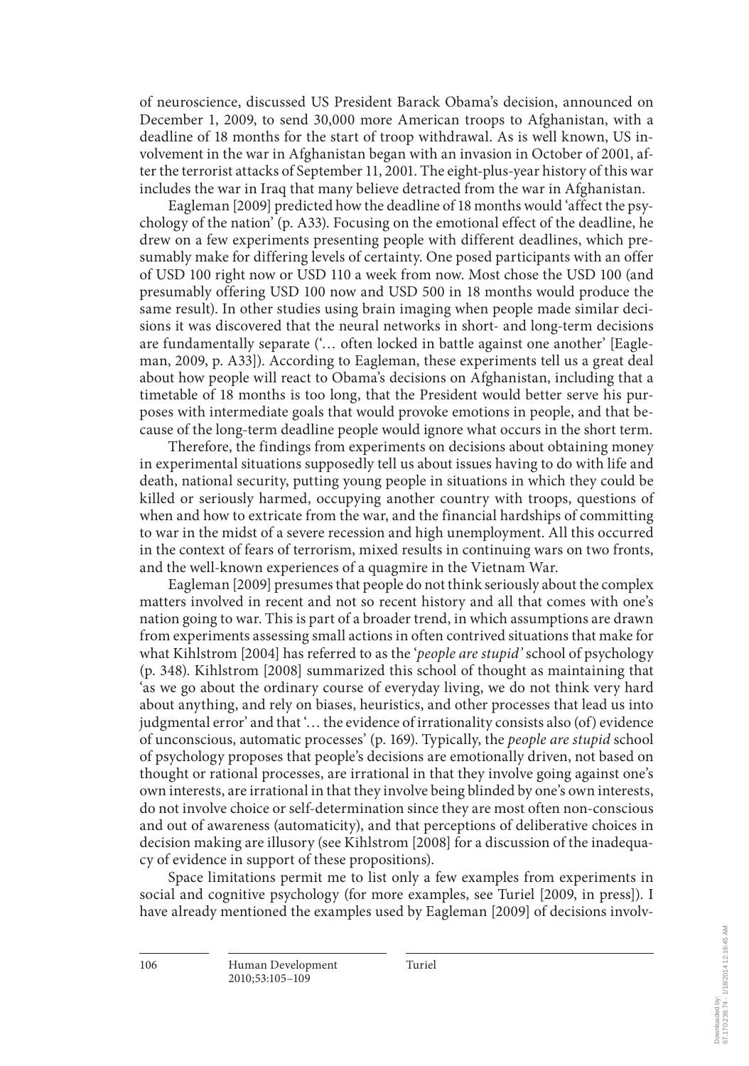of neuroscience, discussed US President Barack Obama's decision, announced on December 1, 2009, to send 30,000 more American troops to Afghanistan, with a deadline of 18 months for the start of troop withdrawal. As is well known, US involvement in the war in Afghanistan began with an invasion in October of 2001, after the terrorist attacks of September 11, 2001. The eight-plus-year history of this war includes the war in Iraq that many believe detracted from the war in Afghanistan.

Eagleman [2009] predicted how the deadline of 18 months would 'affect the psychology of the nation' (p. A33). Focusing on the emotional effect of the deadline, he drew on a few experiments presenting people with different deadlines, which presumably make for differing levels of certainty. One posed participants with an offer of USD 100 right now or USD 110 a week from now. Most chose the USD 100 (and presumably offering USD 100 now and USD 500 in 18 months would produce the same result). In other studies using brain imaging when people made similar decisions it was discovered that the neural networks in short- and long-term decisions are fundamentally separate ('… often locked in battle against one another' [Eagleman, 2009, p. A33]). According to Eagleman, these experiments tell us a great deal about how people will react to Obama's decisions on Afghanistan, including that a timetable of 18 months is too long, that the President would better serve his purposes with intermediate goals that would provoke emotions in people, and that because of the long-term deadline people would ignore what occurs in the short term.

Therefore, the findings from experiments on decisions about obtaining money in experimental situations supposedly tell us about issues having to do with life and death, national security, putting young people in situations in which they could be killed or seriously harmed, occupying another country with troops, questions of when and how to extricate from the war, and the financial hardships of committing to war in the midst of a severe recession and high unemployment. All this occurred in the context of fears of terrorism, mixed results in continuing wars on two fronts, and the well-known experiences of a quagmire in the Vietnam War.

Eagleman [2009] presumes that people do not think seriously about the complex matters involved in recent and not so recent history and all that comes with one's nation going to war. This is part of a broader trend, in which assumptions are drawn from experiments assessing small actions in often contrived situations that make for what Kihlstrom [2004] has referred to as the '*people are stupid'* school of psychology (p. 348). Kihlstrom [2008] summarized this school of thought as maintaining that 'as we go about the ordinary course of everyday living, we do not think very hard about anything, and rely on biases, heuristics, and other processes that lead us into judgmental error' and that '… the evidence of irrationality consists also (of) evidence of unconscious, automatic processes' (p. 169). Typically, the *people are stupid* school of psychology proposes that people's decisions are emotionally driven, not based on thought or rational processes, are irrational in that they involve going against one's own interests, are irrational in that they involve being blinded by one's own interests, do not involve choice or self-determination since they are most often non-conscious and out of awareness (automaticity), and that perceptions of deliberative choices in decision making are illusory (see Kihlstrom [2008] for a discussion of the inadequacy of evidence in support of these propositions).

Space limitations permit me to list only a few examples from experiments in social and cognitive psychology (for more examples, see Turiel [2009, in press]). I have already mentioned the examples used by Eagleman [2009] of decisions involv-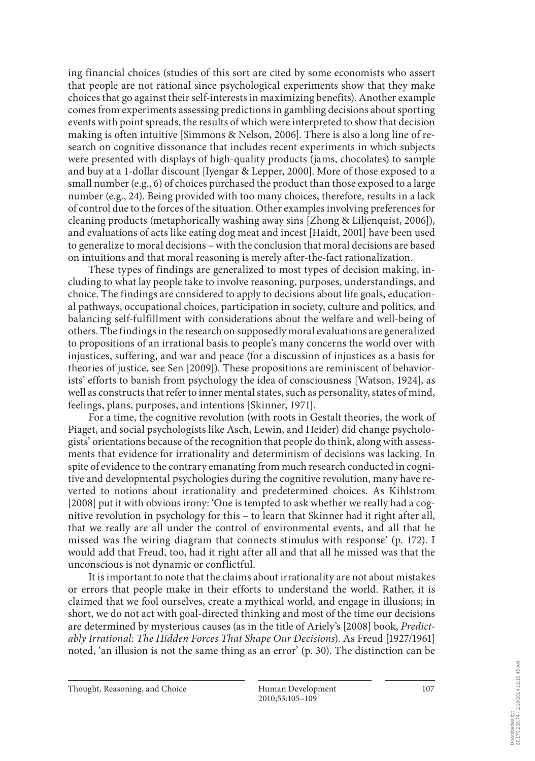ing financial choices (studies of this sort are cited by some economists who assert that people are not rational since psychological experiments show that they make choices that go against their self-interests in maximizing benefits). Another example comes from experiments assessing predictions in gambling decisions about sporting events with point spreads, the results of which were interpreted to show that decision making is often intuitive [Simmons & Nelson, 2006]. There is also a long line of research on cognitive dissonance that includes recent experiments in which subjects were presented with displays of high-quality products (jams, chocolates) to sample and buy at a 1-dollar discount [Iyengar & Lepper, 2000]. More of those exposed to a small number (e.g., 6) of choices purchased the product than those exposed to a large number (e.g., 24). Being provided with too many choices, therefore, results in a lack of control due to the forces of the situation. Other examples involving preferences for cleaning products (metaphorically washing away sins [Zhong & Liljenquist, 2006]), and evaluations of acts like eating dog meat and incest [Haidt, 2001] have been used to generalize to moral decisions – with the conclusion that moral decisions are based on intuitions and that moral reasoning is merely after-the-fact rationalization.

These types of findings are generalized to most types of decision making, including to what lay people take to involve reasoning, purposes, understandings, and choice. The findings are considered to apply to decisions about life goals, educational pathways, occupational choices, participation in society, culture and politics, and balancing self-fulfillment with considerations about the welfare and well-being of others. The findings in the research on supposedly moral evaluations are generalized to propositions of an irrational basis to people's many concerns the world over with injustices, suffering, and war and peace (for a discussion of injustices as a basis for theories of justice, see Sen [2009]). These propositions are reminiscent of behaviorists' efforts to banish from psychology the idea of consciousness [Watson, 1924], as well as constructs that refer to inner mental states, such as personality, states of mind, feelings, plans, purposes, and intentions [Skinner, 1971].

For a time, the cognitive revolution (with roots in Gestalt theories, the work of Piaget, and social psychologists like Asch, Lewin, and Heider) did change psychologists' orientations because of the recognition that people do think, along with assessments that evidence for irrationality and determinism of decisions was lacking. In spite of evidence to the contrary emanating from much research conducted in cognitive and developmental psychologies during the cognitive revolution, many have reverted to notions about irrationality and predetermined choices. As Kihlstrom [2008] put it with obvious irony: 'One is tempted to ask whether we really had a cognitive revolution in psychology for this – to learn that Skinner had it right after all, that we really are all under the control of environmental events, and all that he missed was the wiring diagram that connects stimulus with response' (p. 172). I would add that Freud, too, had it right after all and that all he missed was that the unconscious is not dynamic or conflictful.

It is important to note that the claims about irrationality are not about mistakes or errors that people make in their efforts to understand the world. Rather, it is claimed that we fool ourselves, create a mythical world, and engage in illusions; in short, we do not act with goal-directed thinking and most of the time our decisions are determined by mysterious causes (as in the title of Ariely's [2008] book, *Predictably Irrational: The Hidden Forces That Shape Our Decisions*). As Freud [1927/1961] noted, 'an illusion is not the same thing as an error' (p. 30). The distinction can be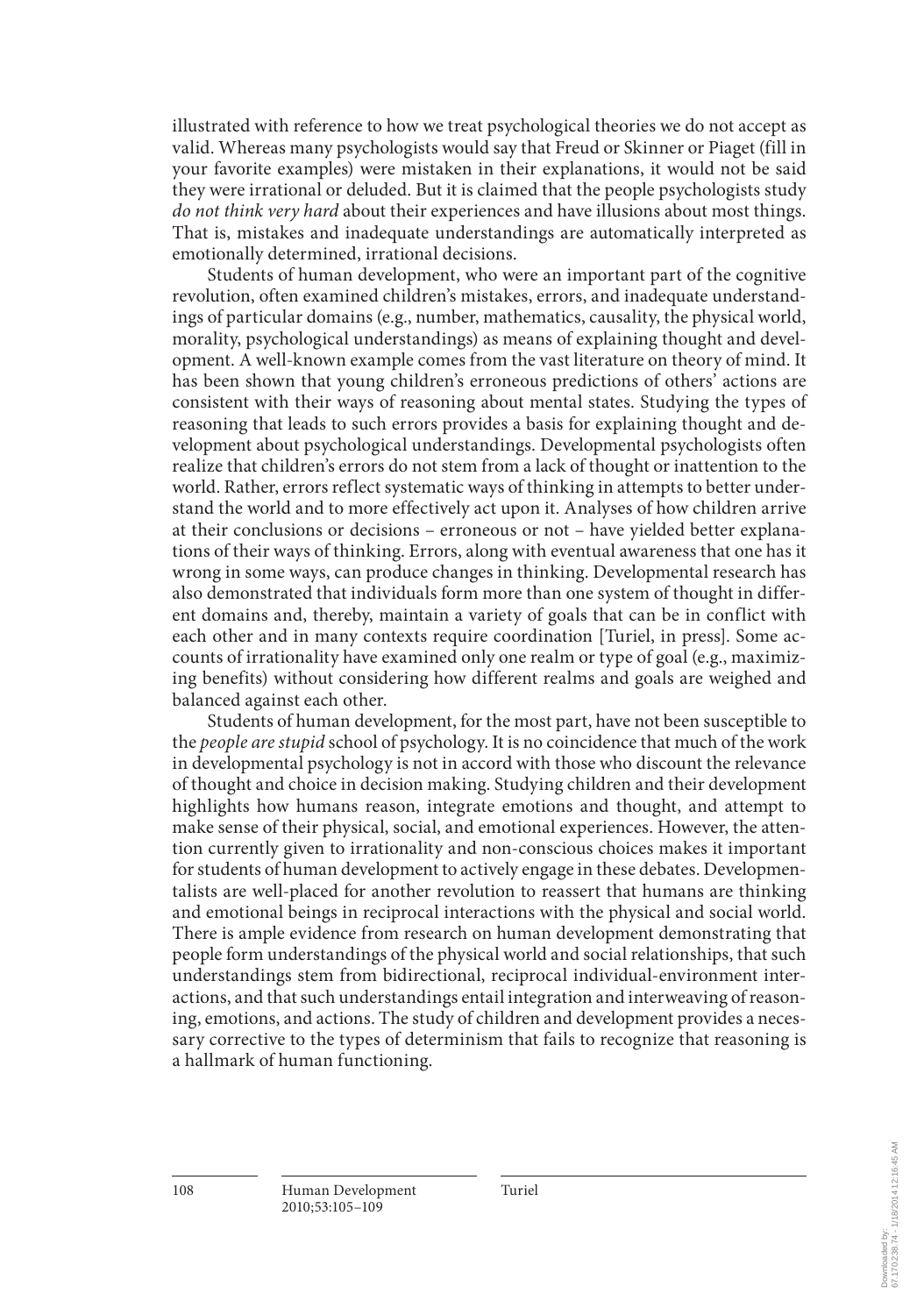illustrated with reference to how we treat psychological theories we do not accept as valid. Whereas many psychologists would say that Freud or Skinner or Piaget (fill in your favorite examples) were mistaken in their explanations, it would not be said they were irrational or deluded. But it is claimed that the people psychologists study *do not think very hard* about their experiences and have illusions about most things. That is, mistakes and inadequate understandings are automatically interpreted as emotionally determined, irrational decisions.

Students of human development, who were an important part of the cognitive revolution, often examined children's mistakes, errors, and inadequate understandings of particular domains (e.g., number, mathematics, causality, the physical world, morality, psychological understandings) as means of explaining thought and development. A well-known example comes from the vast literature on theory of mind. It has been shown that young children's erroneous predictions of others' actions are consistent with their ways of reasoning about mental states. Studying the types of reasoning that leads to such errors provides a basis for explaining thought and development about psychological understandings. Developmental psychologists often realize that children's errors do not stem from a lack of thought or inattention to the world. Rather, errors reflect systematic ways of thinking in attempts to better understand the world and to more effectively act upon it. Analyses of how children arrive at their conclusions or decisions – erroneous or not – have yielded better explanations of their ways of thinking. Errors, along with eventual awareness that one has it wrong in some ways, can produce changes in thinking. Developmental research has also demonstrated that individuals form more than one system of thought in different domains and, thereby, maintain a variety of goals that can be in conflict with each other and in many contexts require coordination [Turiel, in press]. Some accounts of irrationality have examined only one realm or type of goal (e.g., maximizing benefits) without considering how different realms and goals are weighed and balanced against each other.

Students of human development, for the most part, have not been susceptible to the *people are stupid* school of psychology. It is no coincidence that much of the work in developmental psychology is not in accord with those who discount the relevance of thought and choice in decision making. Studying children and their development highlights how humans reason, integrate emotions and thought, and attempt to make sense of their physical, social, and emotional experiences. However, the attention currently given to irrationality and non-conscious choices makes it important for students of human development to actively engage in these debates. Developmentalists are well-placed for another revolution to reassert that humans are thinking and emotional beings in reciprocal interactions with the physical and social world. There is ample evidence from research on human development demonstrating that people form understandings of the physical world and social relationships, that such understandings stem from bidirectional, reciprocal individual-environment interactions, and that such understandings entail integration and interweaving of reasoning, emotions, and actions. The study of children and development provides a necessary corrective to the types of determinism that fails to recognize that reasoning is a hallmark of human functioning.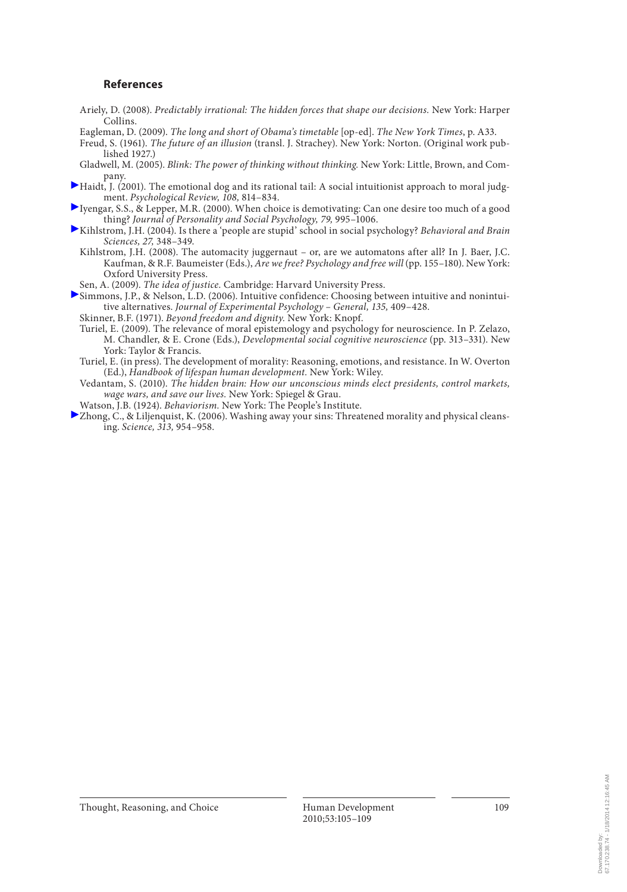## References

Ariely, D. (2008). *Predictably irrational: The hidden forces that shape our decisions.* New York: Harper Collins.

Eagleman, D. (2009). *The long and short of Obama's timetable* [op-ed]. *The New York Times*, p. A33.

Freud, S. (1961). *The future of an illusion* (transl. J. Strachey). New York: Norton. (Original work published 1927.)

Gladwell, M. (2005). *Blink: The power of thinking without thinking.* New York: Little, Brown, and Company.

Haidt, J. (2001). The emotional dog and its rational tail: A social intuitionist approach to moral judgment. *Psychological Review, 108,* 814–834.

Iyengar, S.S., & Lepper, M.R. (2000). When choice is demotivating: Can one desire too much of a good thing? *Journal of Personality and Social Psychology, 79,* 995–1006.

Kihlstrom, J.H. (2004). Is there a 'people are stupid' school in social psychology? *Behavioral and Brain Sciences, 27,* 348–349.

Kihlstrom, J.H. (2008). The automacity juggernaut – or, are we automatons after all? In J. Baer, J.C. Kaufman, & R.F. Baumeister (Eds.), *Are we free? Psychology and free will* (pp. 155–180). New York: Oxford University Press.

Sen, A. (2009). *The idea of justice.* Cambridge: Harvard University Press.

Simmons, J.P., & Nelson, L.D. (2006). Intuitive confidence: Choosing between intuitive and nonintuitive alternatives. *Journal of Experimental Psychology – General, 135,* 409–428.

Skinner, B.F. (1971). *Beyond freedom and dignity.* New York: Knopf.

Turiel, E. (2009). The relevance of moral epistemology and psychology for neuroscience. In P. Zelazo, M. Chandler, & E. Crone (Eds.), *Developmental social cognitive neuroscience* (pp. 313–331). New York: Taylor & Francis.

Turiel, E. (in press). The development of morality: Reasoning, emotions, and resistance. In W. Overton (Ed.), *Handbook of lifespan human development.* New York: Wiley.

Vedantam, S. (2010). *The hidden brain: How our unconscious minds elect presidents, control markets, wage wars, and save our lives.* New York: Spiegel & Grau.

Watson, J.B. (1924). *Behaviorism.* New York: The People's Institute.

Zhong, C., & Liljenquist, K. (2006). Washing away your sins: Threatened morality and physical cleansing. *Science, 313,* 954–958.